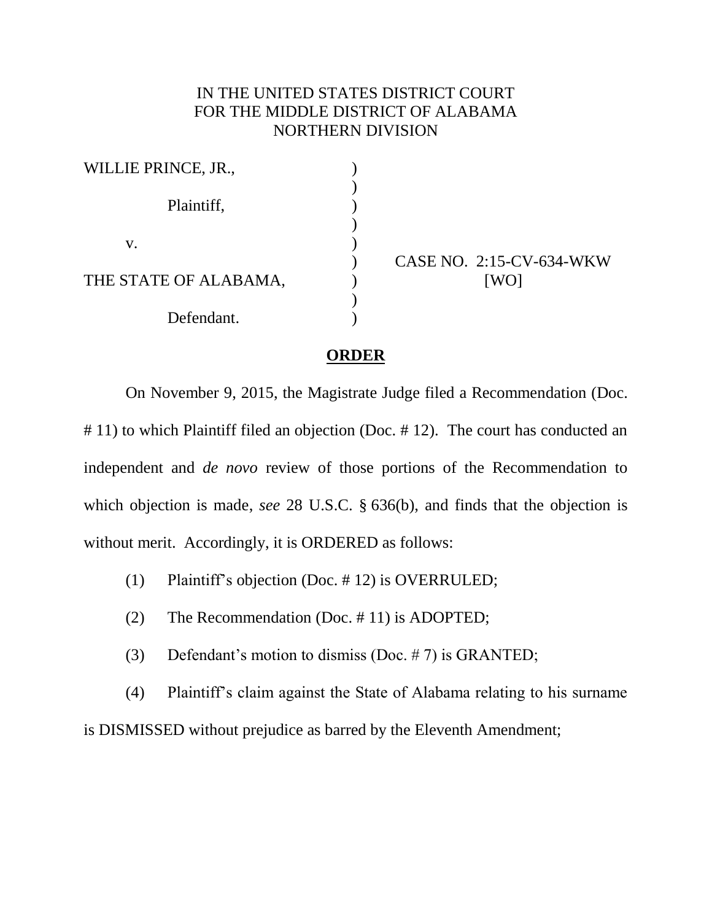IN THE UNITED STATES DISTRICT COURT
FOR THE MIDDLE DISTRICT OF ALABAMA
NORTHERN DIVISION

| | | |
|---|---|---|
| WILLIE PRINCE, JR., | ) | |
| Plaintiff, | ) | |
| v. | ) | CASE NO. 2:15-CV-634-WKW |
| THE STATE OF ALABAMA, | ) | [WO] |
| Defendant. | ) | |

**ORDER**

On November 9, 2015, the Magistrate Judge filed a Recommendation (Doc. # 11) to which Plaintiff filed an objection (Doc. # 12). The court has conducted an independent and *de novo* review of those portions of the Recommendation to which objection is made, *see* 28 U.S.C. § 636(b), and finds that the objection is without merit. Accordingly, it is ORDERED as follows:

(1) Plaintiff's objection (Doc. # 12) is OVERRULED;

(2) The Recommendation (Doc. # 11) is ADOPTED;

(3) Defendant's motion to dismiss (Doc. # 7) is GRANTED;

(4) Plaintiff's claim against the State of Alabama relating to his surname is DISMISSED without prejudice as barred by the Eleventh Amendment;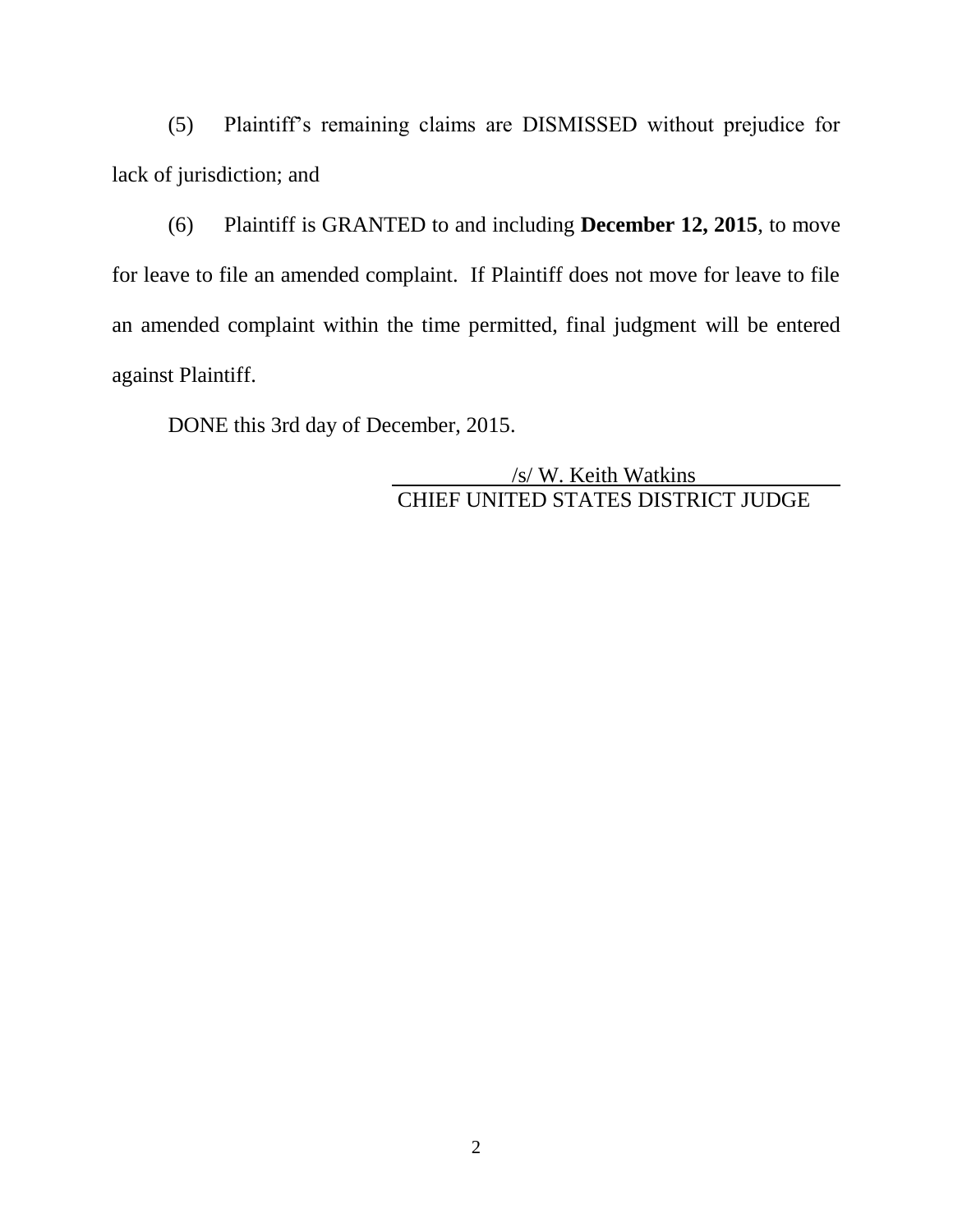(5) Plaintiff's remaining claims are DISMISSED without prejudice for lack of jurisdiction; and

(6) Plaintiff is GRANTED to and including **December 12, 2015**, to move for leave to file an amended complaint. If Plaintiff does not move for leave to file an amended complaint within the time permitted, final judgment will be entered against Plaintiff.

DONE this 3rd day of December, 2015.

/s/ W. Keith Watkins
CHIEF UNITED STATES DISTRICT JUDGE